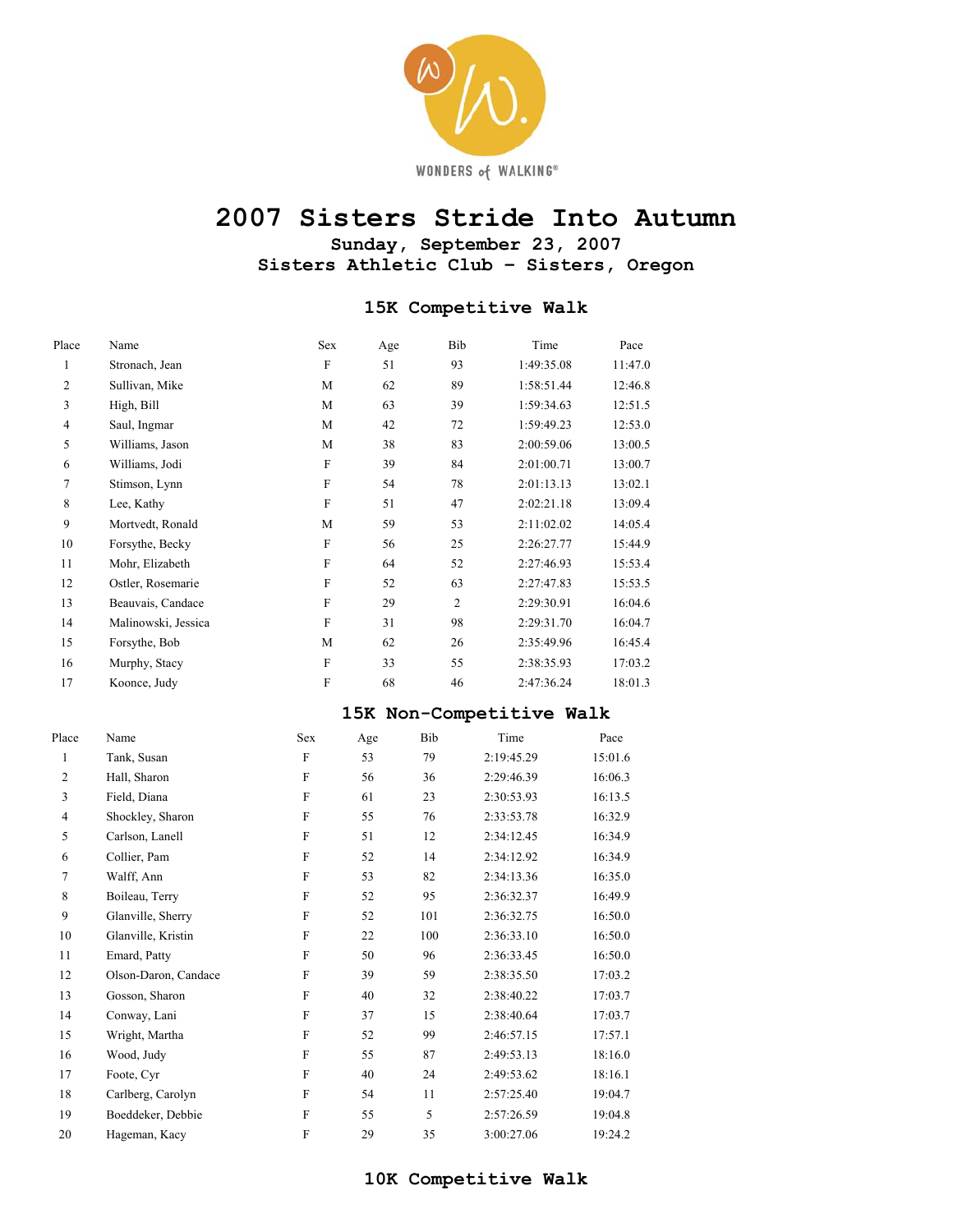WONDERS of WALKING®

# 2007 Sisters Stride Into Autumn

### Sunday, September 23, 2007
### Sisters Athletic Club – Sisters, Oregon

## 15K Competitive Walk

| Place | Name | Sex | Age | Bib | Time | Pace |
|---|---|---|---|---|---|---|
| 1 | Stronach, Jean | F | 51 | 93 | 1:49:35.08 | 11:47.0 |
| 2 | Sullivan, Mike | M | 62 | 89 | 1:58:51.44 | 12:46.8 |
| 3 | High, Bill | M | 63 | 39 | 1:59:34.63 | 12:51.5 |
| 4 | Saul, Ingmar | M | 42 | 72 | 1:59:49.23 | 12:53.0 |
| 5 | Williams, Jason | M | 38 | 83 | 2:00:59.06 | 13:00.5 |
| 6 | Williams, Jodi | F | 39 | 84 | 2:01:00.71 | 13:00.7 |
| 7 | Stimson, Lynn | F | 54 | 78 | 2:01:13.13 | 13:02.1 |
| 8 | Lee, Kathy | F | 51 | 47 | 2:02:21.18 | 13:09.4 |
| 9 | Mortvedt, Ronald | M | 59 | 53 | 2:11:02.02 | 14:05.4 |
| 10 | Forsythe, Becky | F | 56 | 25 | 2:26:27.77 | 15:44.9 |
| 11 | Mohr, Elizabeth | F | 64 | 52 | 2:27:46.93 | 15:53.4 |
| 12 | Ostler, Rosemarie | F | 52 | 63 | 2:27:47.83 | 15:53.5 |
| 13 | Beauvais, Candace | F | 29 | 2 | 2:29:30.91 | 16:04.6 |
| 14 | Malinowski, Jessica | F | 31 | 98 | 2:29:31.70 | 16:04.7 |
| 15 | Forsythe, Bob | M | 62 | 26 | 2:35:49.96 | 16:45.4 |
| 16 | Murphy, Stacy | F | 33 | 55 | 2:38:35.93 | 17:03.2 |
| 17 | Koonce, Judy | F | 68 | 46 | 2:47:36.24 | 18:01.3 |

## 15K Non-Competitive Walk

| Place | Name | Sex | Age | Bib | Time | Pace |
|---|---|---|---|---|---|---|
| 1 | Tank, Susan | F | 53 | 79 | 2:19:45.29 | 15:01.6 |
| 2 | Hall, Sharon | F | 56 | 36 | 2:29:46.39 | 16:06.3 |
| 3 | Field, Diana | F | 61 | 23 | 2:30:53.93 | 16:13.5 |
| 4 | Shockley, Sharon | F | 55 | 76 | 2:33:53.78 | 16:32.9 |
| 5 | Carlson, Lanell | F | 51 | 12 | 2:34:12.45 | 16:34.9 |
| 6 | Collier, Pam | F | 52 | 14 | 2:34:12.92 | 16:34.9 |
| 7 | Walff, Ann | F | 53 | 82 | 2:34:13.36 | 16:35.0 |
| 8 | Boileau, Terry | F | 52 | 95 | 2:36:32.37 | 16:49.9 |
| 9 | Glanville, Sherry | F | 52 | 101 | 2:36:32.75 | 16:50.0 |
| 10 | Glanville, Kristin | F | 22 | 100 | 2:36:33.10 | 16:50.0 |
| 11 | Emard, Patty | F | 50 | 96 | 2:36:33.45 | 16:50.0 |
| 12 | Olson-Daron, Candace | F | 39 | 59 | 2:38:35.50 | 17:03.2 |
| 13 | Gosson, Sharon | F | 40 | 32 | 2:38:40.22 | 17:03.7 |
| 14 | Conway, Lani | F | 37 | 15 | 2:38:40.64 | 17:03.7 |
| 15 | Wright, Martha | F | 52 | 99 | 2:46:57.15 | 17:57.1 |
| 16 | Wood, Judy | F | 55 | 87 | 2:49:53.13 | 18:16.0 |
| 17 | Foote, Cyr | F | 40 | 24 | 2:49:53.62 | 18:16.1 |
| 18 | Carlberg, Carolyn | F | 54 | 11 | 2:57:25.40 | 19:04.7 |
| 19 | Boeddeker, Debbie | F | 55 | 5 | 2:57:26.59 | 19:04.8 |
| 20 | Hageman, Kacy | F | 29 | 35 | 3:00:27.06 | 19:24.2 |

## 10K Competitive Walk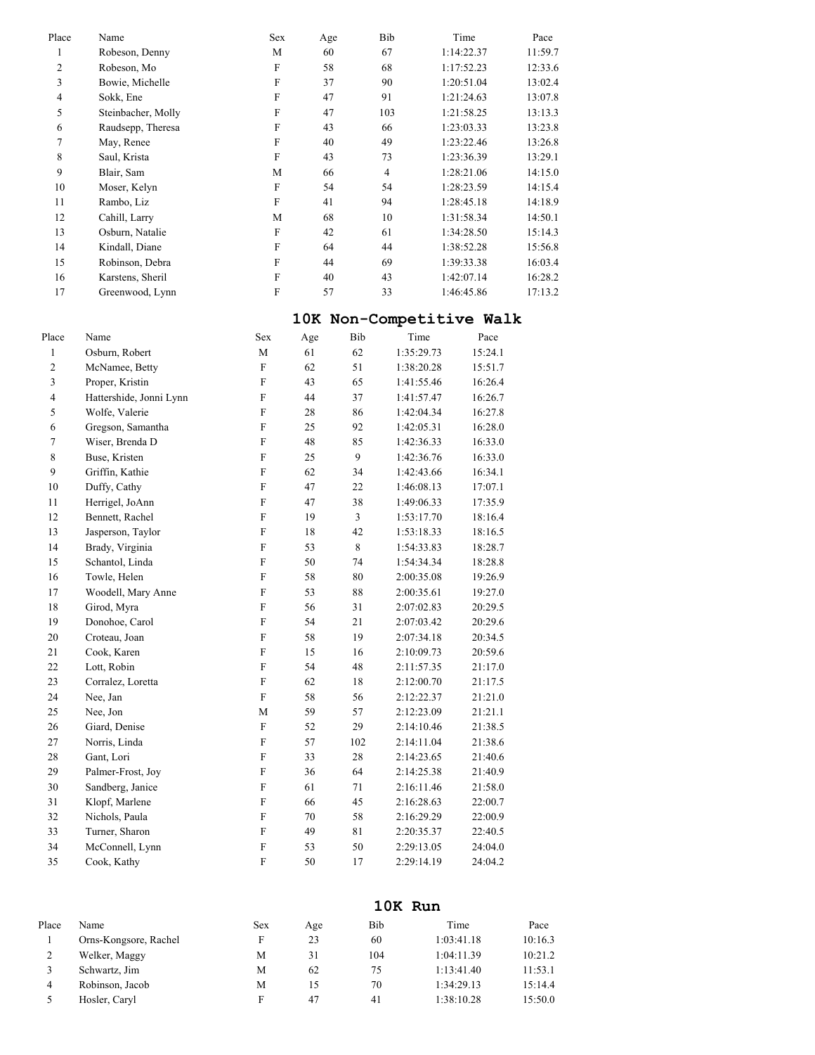| Place | Name | Sex | Age | Bib | Time | Pace |
|---|---|---|---|---|---|---|
| 1 | Robeson, Denny | M | 60 | 67 | 1:14:22.37 | 11:59.7 |
| 2 | Robeson, Mo | F | 58 | 68 | 1:17:52.23 | 12:33.6 |
| 3 | Bowie, Michelle | F | 37 | 90 | 1:20:51.04 | 13:02.4 |
| 4 | Sokk, Ene | F | 47 | 91 | 1:21:24.63 | 13:07.8 |
| 5 | Steinbacher, Molly | F | 47 | 103 | 1:21:58.25 | 13:13.3 |
| 6 | Raudsepp, Theresa | F | 43 | 66 | 1:23:03.33 | 13:23.8 |
| 7 | May, Renee | F | 40 | 49 | 1:23:22.46 | 13:26.8 |
| 8 | Saul, Krista | F | 43 | 73 | 1:23:36.39 | 13:29.1 |
| 9 | Blair, Sam | M | 66 | 4 | 1:28:21.06 | 14:15.0 |
| 10 | Moser, Kelyn | F | 54 | 54 | 1:28:23.59 | 14:15.4 |
| 11 | Rambo, Liz | F | 41 | 94 | 1:28:45.18 | 14:18.9 |
| 12 | Cahill, Larry | M | 68 | 10 | 1:31:58.34 | 14:50.1 |
| 13 | Osburn, Natalie | F | 42 | 61 | 1:34:28.50 | 15:14.3 |
| 14 | Kindall, Diane | F | 64 | 44 | 1:38:52.28 | 15:56.8 |
| 15 | Robinson, Debra | F | 44 | 69 | 1:39:33.38 | 16:03.4 |
| 16 | Karstens, Sheril | F | 40 | 43 | 1:42:07.14 | 16:28.2 |
| 17 | Greenwood, Lynn | F | 57 | 33 | 1:46:45.86 | 17:13.2 |

## 10K Non-Competitive Walk

| Place | Name | Sex | Age | Bib | Time | Pace |
|---|---|---|---|---|---|---|
| 1 | Osburn, Robert | M | 61 | 62 | 1:35:29.73 | 15:24.1 |
| 2 | McNamee, Betty | F | 62 | 51 | 1:38:20.28 | 15:51.7 |
| 3 | Proper, Kristin | F | 43 | 65 | 1:41:55.46 | 16:26.4 |
| 4 | Hattershide, Jonni Lynn | F | 44 | 37 | 1:41:57.47 | 16:26.7 |
| 5 | Wolfe, Valerie | F | 28 | 86 | 1:42:04.34 | 16:27.8 |
| 6 | Gregson, Samantha | F | 25 | 92 | 1:42:05.31 | 16:28.0 |
| 7 | Wiser, Brenda D | F | 48 | 85 | 1:42:36.33 | 16:33.0 |
| 8 | Buse, Kristen | F | 25 | 9 | 1:42:36.76 | 16:33.0 |
| 9 | Griffin, Kathie | F | 62 | 34 | 1:42:43.66 | 16:34.1 |
| 10 | Duffy, Cathy | F | 47 | 22 | 1:46:08.13 | 17:07.1 |
| 11 | Herrigel, JoAnn | F | 47 | 38 | 1:49:06.33 | 17:35.9 |
| 12 | Bennett, Rachel | F | 19 | 3 | 1:53:17.70 | 18:16.4 |
| 13 | Jasperson, Taylor | F | 18 | 42 | 1:53:18.33 | 18:16.5 |
| 14 | Brady, Virginia | F | 53 | 8 | 1:54:33.83 | 18:28.7 |
| 15 | Schantol, Linda | F | 50 | 74 | 1:54:34.34 | 18:28.8 |
| 16 | Towle, Helen | F | 58 | 80 | 2:00:35.08 | 19:26.9 |
| 17 | Woodell, Mary Anne | F | 53 | 88 | 2:00:35.61 | 19:27.0 |
| 18 | Girod, Myra | F | 56 | 31 | 2:07:02.83 | 20:29.5 |
| 19 | Donohoe, Carol | F | 54 | 21 | 2:07:03.42 | 20:29.6 |
| 20 | Croteau, Joan | F | 58 | 19 | 2:07:34.18 | 20:34.5 |
| 21 | Cook, Karen | F | 15 | 16 | 2:10:09.73 | 20:59.6 |
| 22 | Lott, Robin | F | 54 | 48 | 2:11:57.35 | 21:17.0 |
| 23 | Corralez, Loretta | F | 62 | 18 | 2:12:00.70 | 21:17.5 |
| 24 | Nee, Jan | F | 58 | 56 | 2:12:22.37 | 21:21.0 |
| 25 | Nee, Jon | M | 59 | 57 | 2:12:23.09 | 21:21.1 |
| 26 | Giard, Denise | F | 52 | 29 | 2:14:10.46 | 21:38.5 |
| 27 | Norris, Linda | F | 57 | 102 | 2:14:11.04 | 21:38.6 |
| 28 | Gant, Lori | F | 33 | 28 | 2:14:23.65 | 21:40.6 |
| 29 | Palmer-Frost, Joy | F | 36 | 64 | 2:14:25.38 | 21:40.9 |
| 30 | Sandberg, Janice | F | 61 | 71 | 2:16:11.46 | 21:58.0 |
| 31 | Klopf, Marlene | F | 66 | 45 | 2:16:28.63 | 22:00.7 |
| 32 | Nichols, Paula | F | 70 | 58 | 2:16:29.29 | 22:00.9 |
| 33 | Turner, Sharon | F | 49 | 81 | 2:20:35.37 | 22:40.5 |
| 34 | McConnell, Lynn | F | 53 | 50 | 2:29:13.05 | 24:04.0 |
| 35 | Cook, Kathy | F | 50 | 17 | 2:29:14.19 | 24:04.2 |

## 10K Run

| Place | Name | Sex | Age | Bib | Time | Pace |
|---|---|---|---|---|---|---|
| 1 | Orns-Kongsore, Rachel | F | 23 | 60 | 1:03:41.18 | 10:16.3 |
| 2 | Welker, Maggy | M | 31 | 104 | 1:04:11.39 | 10:21.2 |
| 3 | Schwartz, Jim | M | 62 | 75 | 1:13:41.40 | 11:53.1 |
| 4 | Robinson, Jacob | M | 15 | 70 | 1:34:29.13 | 15:14.4 |
| 5 | Hosler, Caryl | F | 47 | 41 | 1:38:10.28 | 15:50.0 |